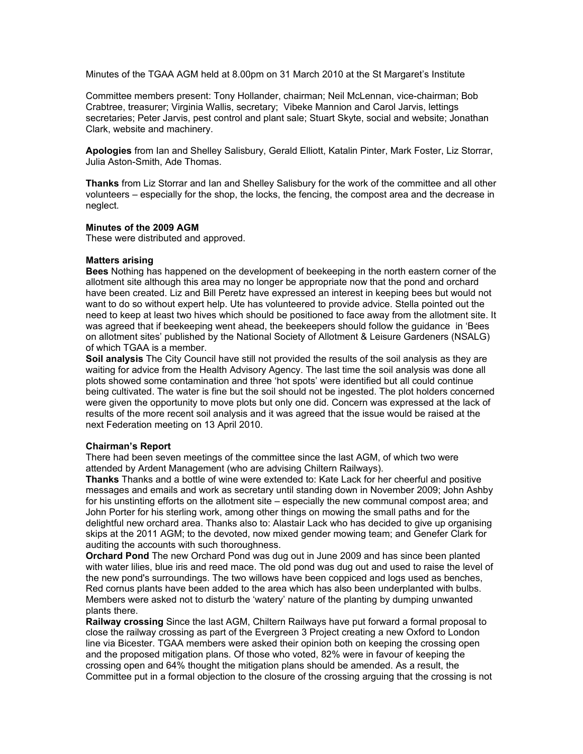Minutes of the TGAA AGM held at 8.00pm on 31 March 2010 at the St Margaret's Institute

Committee members present: Tony Hollander, chairman; Neil McLennan, vice-chairman; Bob Crabtree, treasurer; Virginia Wallis, secretary; Vibeke Mannion and Carol Jarvis, lettings secretaries; Peter Jarvis, pest control and plant sale; Stuart Skyte, social and website; Jonathan Clark, website and machinery.

**Apologies** from Ian and Shelley Salisbury, Gerald Elliott, Katalin Pinter, Mark Foster, Liz Storrar, Julia Aston-Smith, Ade Thomas.

**Thanks** from Liz Storrar and Ian and Shelley Salisbury for the work of the committee and all other volunteers – especially for the shop, the locks, the fencing, the compost area and the decrease in neglect.

**Minutes of the 2009 AGM**
These were distributed and approved.

**Matters arising**

**Bees** Nothing has happened on the development of beekeeping in the north eastern corner of the allotment site although this area may no longer be appropriate now that the pond and orchard have been created. Liz and Bill Peretz have expressed an interest in keeping bees but would not want to do so without expert help. Ute has volunteered to provide advice. Stella pointed out the need to keep at least two hives which should be positioned to face away from the allotment site. It was agreed that if beekeeping went ahead, the beekeepers should follow the guidance in 'Bees on allotment sites' published by the National Society of Allotment & Leisure Gardeners (NSALG) of which TGAA is a member.

**Soil analysis** The City Council have still not provided the results of the soil analysis as they are waiting for advice from the Health Advisory Agency. The last time the soil analysis was done all plots showed some contamination and three 'hot spots' were identified but all could continue being cultivated. The water is fine but the soil should not be ingested. The plot holders concerned were given the opportunity to move plots but only one did. Concern was expressed at the lack of results of the more recent soil analysis and it was agreed that the issue would be raised at the next Federation meeting on 13 April 2010.

**Chairman's Report**
There had been seven meetings of the committee since the last AGM, of which two were attended by Ardent Management (who are advising Chiltern Railways).

**Thanks** Thanks and a bottle of wine were extended to: Kate Lack for her cheerful and positive messages and emails and work as secretary until standing down in November 2009; John Ashby for his unstinting efforts on the allotment site – especially the new communal compost area; and John Porter for his sterling work, among other things on mowing the small paths and for the delightful new orchard area. Thanks also to: Alastair Lack who has decided to give up organising skips at the 2011 AGM; to the devoted, now mixed gender mowing team; and Genefer Clark for auditing the accounts with such thoroughness.

**Orchard Pond** The new Orchard Pond was dug out in June 2009 and has since been planted with water lilies, blue iris and reed mace. The old pond was dug out and used to raise the level of the new pond's surroundings. The two willows have been coppiced and logs used as benches, Red cornus plants have been added to the area which has also been underplanted with bulbs. Members were asked not to disturb the 'watery' nature of the planting by dumping unwanted plants there.

**Railway crossing** Since the last AGM, Chiltern Railways have put forward a formal proposal to close the railway crossing as part of the Evergreen 3 Project creating a new Oxford to London line via Bicester. TGAA members were asked their opinion both on keeping the crossing open and the proposed mitigation plans. Of those who voted, 82% were in favour of keeping the crossing open and 64% thought the mitigation plans should be amended. As a result, the Committee put in a formal objection to the closure of the crossing arguing that the crossing is not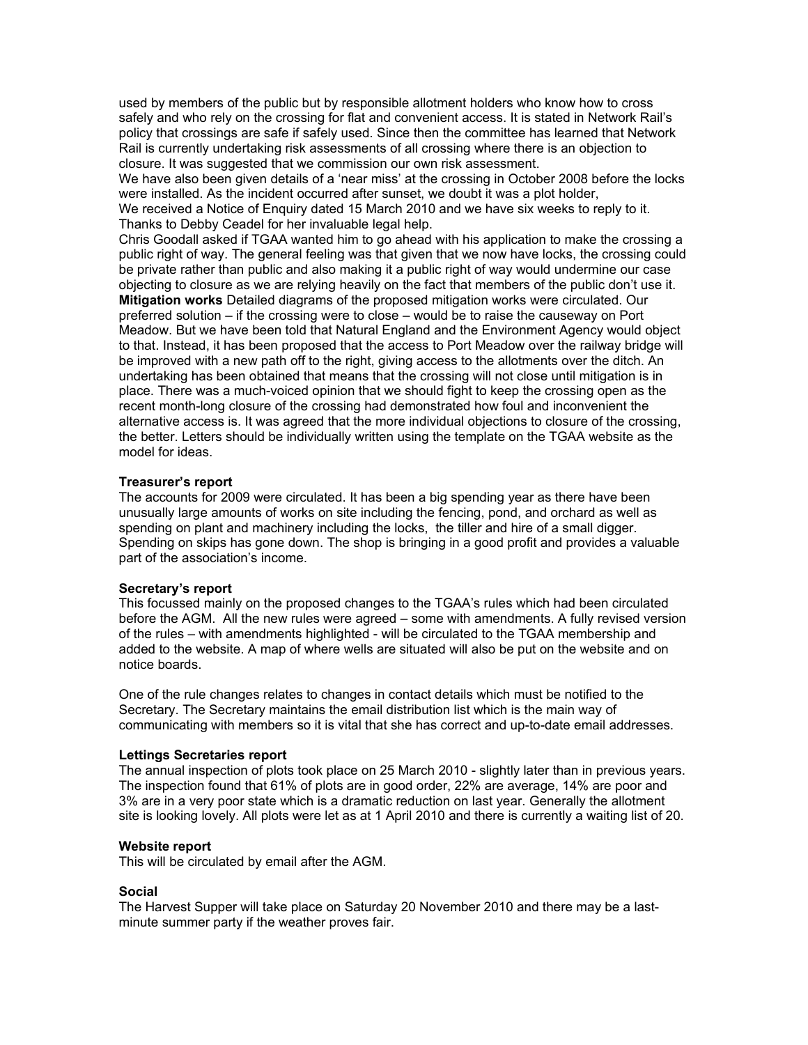used by members of the public but by responsible allotment holders who know how to cross safely and who rely on the crossing for flat and convenient access. It is stated in Network Rail's policy that crossings are safe if safely used. Since then the committee has learned that Network Rail is currently undertaking risk assessments of all crossing where there is an objection to closure. It was suggested that we commission our own risk assessment.

We have also been given details of a 'near miss' at the crossing in October 2008 before the locks were installed. As the incident occurred after sunset, we doubt it was a plot holder,

We received a Notice of Enquiry dated 15 March 2010 and we have six weeks to reply to it. Thanks to Debby Ceadel for her invaluable legal help.

Chris Goodall asked if TGAA wanted him to go ahead with his application to make the crossing a public right of way. The general feeling was that given that we now have locks, the crossing could be private rather than public and also making it a public right of way would undermine our case objecting to closure as we are relying heavily on the fact that members of the public don't use it.

**Mitigation works** Detailed diagrams of the proposed mitigation works were circulated. Our preferred solution – if the crossing were to close – would be to raise the causeway on Port Meadow. But we have been told that Natural England and the Environment Agency would object to that. Instead, it has been proposed that the access to Port Meadow over the railway bridge will be improved with a new path off to the right, giving access to the allotments over the ditch. An undertaking has been obtained that means that the crossing will not close until mitigation is in place. There was a much-voiced opinion that we should fight to keep the crossing open as the recent month-long closure of the crossing had demonstrated how foul and inconvenient the alternative access is. It was agreed that the more individual objections to closure of the crossing, the better. Letters should be individually written using the template on the TGAA website as the model for ideas.

### Treasurer's report

The accounts for 2009 were circulated. It has been a big spending year as there have been unusually large amounts of works on site including the fencing, pond, and orchard as well as spending on plant and machinery including the locks, the tiller and hire of a small digger. Spending on skips has gone down. The shop is bringing in a good profit and provides a valuable part of the association's income.

### Secretary's report

This focussed mainly on the proposed changes to the TGAA's rules which had been circulated before the AGM. All the new rules were agreed – some with amendments. A fully revised version of the rules – with amendments highlighted - will be circulated to the TGAA membership and added to the website. A map of where wells are situated will also be put on the website and on notice boards.

One of the rule changes relates to changes in contact details which must be notified to the Secretary. The Secretary maintains the email distribution list which is the main way of communicating with members so it is vital that she has correct and up-to-date email addresses.

### Lettings Secretaries report

The annual inspection of plots took place on 25 March 2010 - slightly later than in previous years. The inspection found that 61% of plots are in good order, 22% are average, 14% are poor and 3% are in a very poor state which is a dramatic reduction on last year. Generally the allotment site is looking lovely. All plots were let as at 1 April 2010 and there is currently a waiting list of 20.

### Website report

This will be circulated by email after the AGM.

### Social

The Harvest Supper will take place on Saturday 20 November 2010 and there may be a last-minute summer party if the weather proves fair.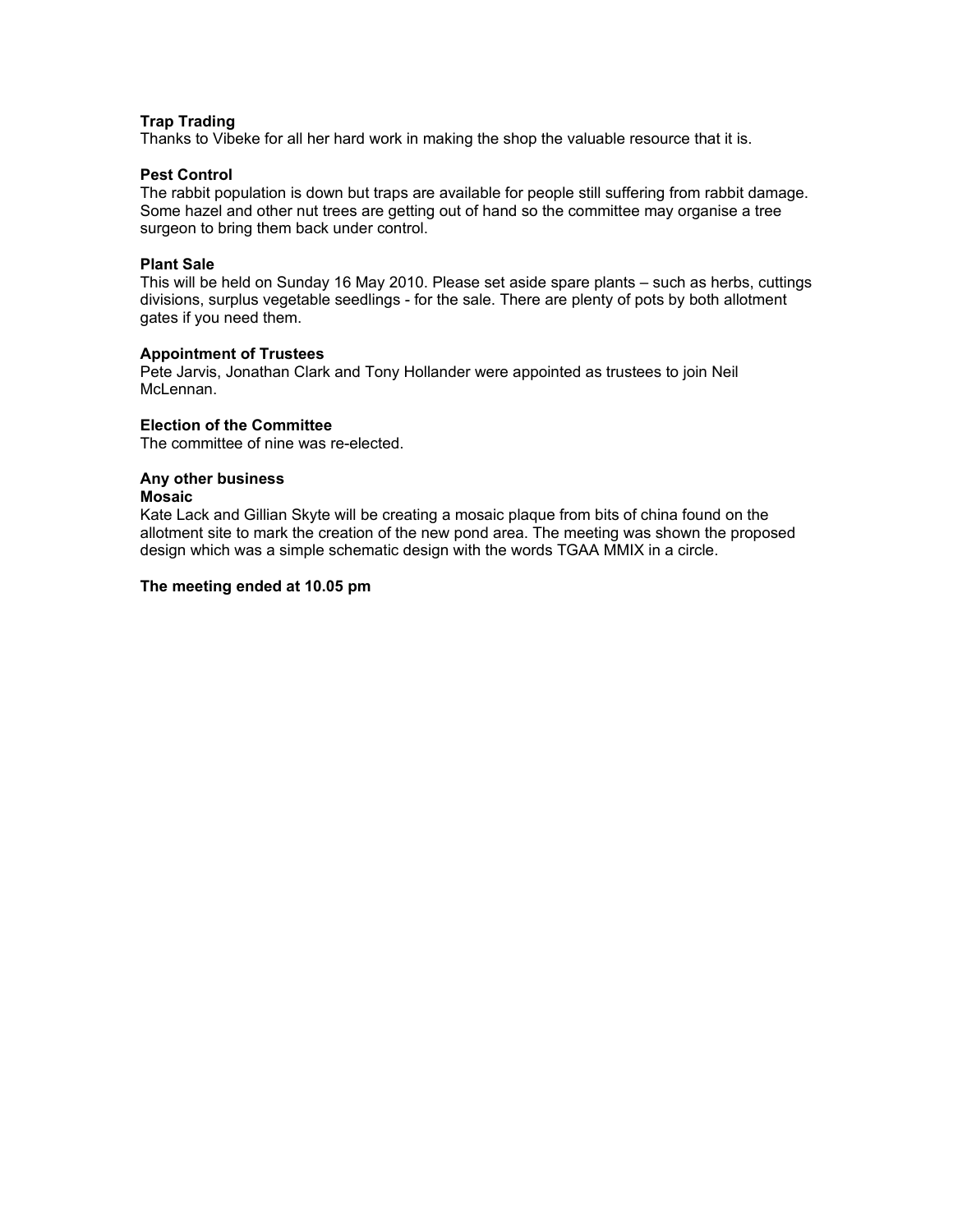**Trap Trading**
Thanks to Vibeke for all her hard work in making the shop the valuable resource that it is.

**Pest Control**
The rabbit population is down but traps are available for people still suffering from rabbit damage. Some hazel and other nut trees are getting out of hand so the committee may organise a tree surgeon to bring them back under control.

**Plant Sale**
This will be held on Sunday 16 May 2010. Please set aside spare plants – such as herbs, cuttings divisions, surplus vegetable seedlings - for the sale. There are plenty of pots by both allotment gates if you need them.

**Appointment of Trustees**
Pete Jarvis, Jonathan Clark and Tony Hollander were appointed as trustees to join Neil McLennan.

**Election of the Committee**
The committee of nine was re-elected.

**Any other business**
**Mosaic**
Kate Lack and Gillian Skyte will be creating a mosaic plaque from bits of china found on the allotment site to mark the creation of the new pond area. The meeting was shown the proposed design which was a simple schematic design with the words TGAA MMIX in a circle.

**The meeting ended at 10.05 pm**